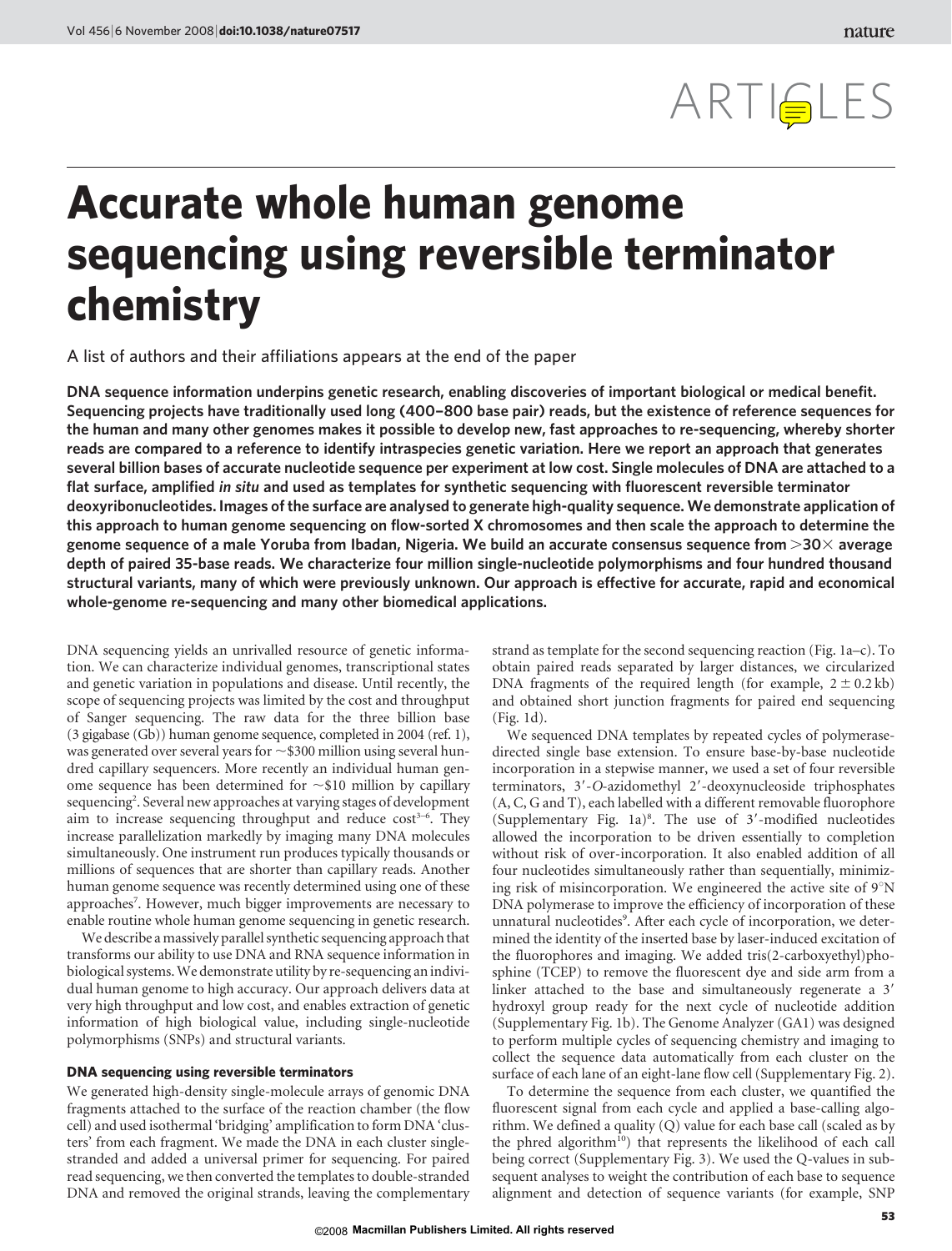ARTICLES

# Accurate whole human genome sequencing using reversible terminator chemistry

A list of authors and their affiliations appears at the end of the paper

**DNA sequence information underpins genetic research, enabling discoveries of important biological or medical benefit. Sequencing projects have traditionally used long (400–800 base pair) reads, but the existence of reference sequences for the human and many other genomes makes it possible to develop new, fast approaches to re-sequencing, whereby shorter reads are compared to a reference to identify intraspecies genetic variation. Here we report an approach that generates several billion bases of accurate nucleotide sequence per experiment at low cost. Single molecules of DNA are attached to a flat surface, amplified *in situ* and used as templates for synthetic sequencing with fluorescent reversible terminator deoxyribonucleotides. Images of the surface are analysed to generate high-quality sequence. We demonstrate application of this approach to human genome sequencing on flow-sorted X chromosomes and then scale the approach to determine the genome sequence of a male Yoruba from Ibadan, Nigeria. We build an accurate consensus sequence from >30× average depth of paired 35-base reads. We characterize four million single-nucleotide polymorphisms and four hundred thousand structural variants, many of which were previously unknown. Our approach is effective for accurate, rapid and economical whole-genome re-sequencing and many other biomedical applications.**

DNA sequencing yields an unrivalled resource of genetic information. We can characterize individual genomes, transcriptional states and genetic variation in populations and disease. Until recently, the scope of sequencing projects was limited by the cost and throughput of Sanger sequencing. The raw data for the three billion base (3 gigabase (Gb)) human genome sequence, completed in 2004 (ref. 1), was generated over several years for ~$300 million using several hundred capillary sequencers. More recently an individual human genome sequence has been determined for ~$10 million by capillary sequencing[2]. Several new approaches at varying stages of development aim to increase sequencing throughput and reduce cost[3–6]. They increase parallelization markedly by imaging many DNA molecules simultaneously. One instrument run produces typically thousands or millions of sequences that are shorter than capillary reads. Another human genome sequence was recently determined using one of these approaches[7]. However, much bigger improvements are necessary to enable routine whole human genome sequencing in genetic research.

We describe a massively parallel synthetic sequencing approach that transforms our ability to use DNA and RNA sequence information in biological systems. We demonstrate utility by re-sequencing an individual human genome to high accuracy. Our approach delivers data at very high throughput and low cost, and enables extraction of genetic information of high biological value, including single-nucleotide polymorphisms (SNPs) and structural variants.

## DNA sequencing using reversible terminators

We generated high-density single-molecule arrays of genomic DNA fragments attached to the surface of the reaction chamber (the flow cell) and used isothermal 'bridging' amplification to form DNA 'clusters' from each fragment. We made the DNA in each cluster single-stranded and added a universal primer for sequencing. For paired read sequencing, we then converted the templates to double-stranded DNA and removed the original strands, leaving the complementary strand as template for the second sequencing reaction (Fig. 1a–c). To obtain paired reads separated by larger distances, we circularized DNA fragments of the required length (for example, $2 \pm 0.2$ kb) and obtained short junction fragments for paired end sequencing (Fig. 1d).

We sequenced DNA templates by repeated cycles of polymerase-directed single base extension. To ensure base-by-base nucleotide incorporation in a stepwise manner, we used a set of four reversible terminators, 3′-*O*-azidomethyl 2′-deoxynucleoside triphosphates (A, C, G and T), each labelled with a different removable fluorophore (Supplementary Fig. 1a)[8]. The use of 3′-modified nucleotides allowed the incorporation to be driven essentially to completion without risk of over-incorporation. It also enabled addition of all four nucleotides simultaneously rather than sequentially, minimizing risk of misincorporation. We engineered the active site of 9°N DNA polymerase to improve the efficiency of incorporation of these unnatural nucleotides[9]. After each cycle of incorporation, we determined the identity of the inserted base by laser-induced excitation of the fluorophores and imaging. We added tris(2-carboxyethyl)phosphine (TCEP) to remove the fluorescent dye and side arm from a linker attached to the base and simultaneously regenerate a 3′ hydroxyl group ready for the next cycle of nucleotide addition (Supplementary Fig. 1b). The Genome Analyzer (GA1) was designed to perform multiple cycles of sequencing chemistry and imaging to collect the sequence data automatically from each cluster on the surface of each lane of an eight-lane flow cell (Supplementary Fig. 2).

To determine the sequence from each cluster, we quantified the fluorescent signal from each cycle and applied a base-calling algorithm. We defined a quality (Q) value for each base call (scaled as by the phred algorithm[10]) that represents the likelihood of each call being correct (Supplementary Fig. 3). We used the Q-values in subsequent analyses to weight the contribution of each base to sequence alignment and detection of sequence variants (for example, SNP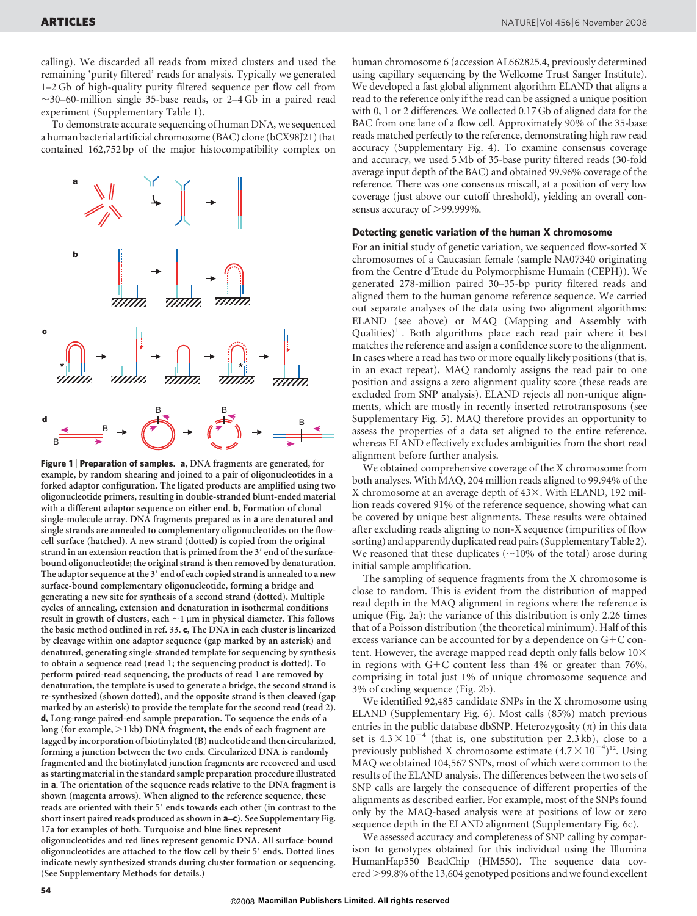calling). We discarded all reads from mixed clusters and used the remaining 'purity filtered' reads for analysis. Typically we generated 1–2 Gb of high-quality purity filtered sequence per flow cell from ~30–60-million single 35-base reads, or 2–4 Gb in a paired read experiment (Supplementary Table 1).

To demonstrate accurate sequencing of human DNA, we sequenced a human bacterial artificial chromosome (BAC) clone (bCX98J21) that contained 162,752 bp of the major histocompatibility complex on human chromosome 6 (accession AL662825.4, previously determined using capillary sequencing by the Wellcome Trust Sanger Institute). We developed a fast global alignment algorithm ELAND that aligns a read to the reference only if the read can be assigned a unique position with 0, 1 or 2 differences. We collected 0.17 Gb of aligned data for the BAC from one lane of a flow cell. Approximately 90% of the 35-base reads matched perfectly to the reference, demonstrating high raw read accuracy (Supplementary Fig. 4). To examine consensus coverage and accuracy, we used 5 Mb of 35-base purity filtered reads (30-fold average input depth of the BAC) and obtained 99.96% coverage of the reference. There was one consensus miscall, at a position of very low coverage (just above our cutoff threshold), yielding an overall consensus accuracy of >99.999%.

**Figure 1 | Preparation of samples.** **a**, DNA fragments are generated, for example, by random shearing and joined to a pair of oligonucleotides in a forked adaptor configuration. The ligated products are amplified using two oligonucleotide primers, resulting in double-stranded blunt-ended material with a different adaptor sequence on either end. **b**, Formation of clonal single-molecule array. DNA fragments prepared as in **a** are denatured and single strands are annealed to complementary oligonucleotides on the flow-cell surface (hatched). A new strand (dotted) is copied from the original strand in an extension reaction that is primed from the 3′ end of the surface-bound oligonucleotide; the original strand is then removed by denaturation. The adaptor sequence at the 3′ end of each copied strand is annealed to a new surface-bound complementary oligonucleotide, forming a bridge and generating a new site for synthesis of a second strand (dotted). Multiple cycles of annealing, extension and denaturation in isothermal conditions result in growth of clusters, each ~1 μm in physical diameter. This follows the basic method outlined in ref. 33. **c**, The DNA in each cluster is linearized by cleavage within one adaptor sequence (gap marked by an asterisk) and denatured, generating single-stranded template for sequencing by synthesis to obtain a sequence read (read 1; the sequencing product is dotted). To perform paired-read sequencing, the products of read 1 are removed by denaturation, the template is used to generate a bridge, the second strand is re-synthesized (shown dotted), and the opposite strand is then cleaved (gap marked by an asterisk) to provide the template for the second read (read 2). **d**, Long-range paired-end sample preparation. To sequence the ends of a long (for example, >1 kb) DNA fragment, the ends of each fragment are tagged by incorporation of biotinylated (B) nucleotide and then circularized, forming a junction between the two ends. Circularized DNA is randomly fragmented and the biotinylated junction fragments are recovered and used as starting material in the standard sample preparation procedure illustrated in **a**. The orientation of the sequence reads relative to the DNA fragment is shown (magenta arrows). When aligned to the reference sequence, these reads are oriented with their 5′ ends towards each other (in contrast to the short insert paired reads produced as shown in **a**–**c**). See Supplementary Fig. 17a for examples of both. Turquoise and blue lines represent oligonucleotides and red lines represent genomic DNA. All surface-bound oligonucleotides are attached to the flow cell by their 5′ ends. Dotted lines indicate newly synthesized strands during cluster formation or sequencing. (See Supplementary Methods for details.)

### Detecting genetic variation of the human X chromosome

For an initial study of genetic variation, we sequenced flow-sorted X chromosomes of a Caucasian female (sample NA07340 originating from the Centre d'Etude du Polymorphisme Humain (CEPH)). We generated 278-million paired 30–35-bp purity filtered reads and aligned them to the human genome reference sequence. We carried out separate analyses of the data using two alignment algorithms: ELAND (see above) or MAQ (Mapping and Assembly with Qualities)[11]. Both algorithms place each read pair where it best matches the reference and assign a confidence score to the alignment. In cases where a read has two or more equally likely positions (that is, in an exact repeat), MAQ randomly assigns the read pair to one position and assigns a zero alignment quality score (these reads are excluded from SNP analysis). ELAND rejects all non-unique alignments, which are mostly in recently inserted retrotransposons (see Supplementary Fig. 5). MAQ therefore provides an opportunity to assess the properties of a data set aligned to the entire reference, whereas ELAND effectively excludes ambiguities from the short read alignment before further analysis.

We obtained comprehensive coverage of the X chromosome from both analyses. With MAQ, 204 million reads aligned to 99.94% of the X chromosome at an average depth of 43×. With ELAND, 192 million reads covered 91% of the reference sequence, showing what can be covered by unique best alignments. These results were obtained after excluding reads aligning to non-X sequence (impurities of flow sorting) and apparently duplicated read pairs (Supplementary Table 2). We reasoned that these duplicates (~10% of the total) arose during initial sample amplification.

The sampling of sequence fragments from the X chromosome is close to random. This is evident from the distribution of mapped read depth in the MAQ alignment in regions where the reference is unique (Fig. 2a): the variance of this distribution is only 2.26 times that of a Poisson distribution (the theoretical minimum). Half of this excess variance can be accounted for by a dependence on G+C content. However, the average mapped read depth only falls below 10× in regions with G+C content less than 4% or greater than 76%, comprising in total just 1% of unique chromosome sequence and 3% of coding sequence (Fig. 2b).

We identified 92,485 candidate SNPs in the X chromosome using ELAND (Supplementary Fig. 6). Most calls (85%) match previous entries in the public database dbSNP. Heterozygosity (π) in this data set is $4.3 \times 10^{-4}$ (that is, one substitution per 2.3 kb), close to a previously published X chromosome estimate ($4.7 \times 10^{-4}$)[12]. Using MAQ we obtained 104,567 SNPs, most of which were common to the results of the ELAND analysis. The differences between the two sets of SNP calls are largely the consequence of different properties of the alignments as described earlier. For example, most of the SNPs found only by the MAQ-based analysis were at positions of low or zero sequence depth in the ELAND alignment (Supplementary Fig. 6c).

We assessed accuracy and completeness of SNP calling by comparison to genotypes obtained for this individual using the Illumina HumanHap550 BeadChip (HM550). The sequence data covered >99.8% of the 13,604 genotyped positions and we found excellent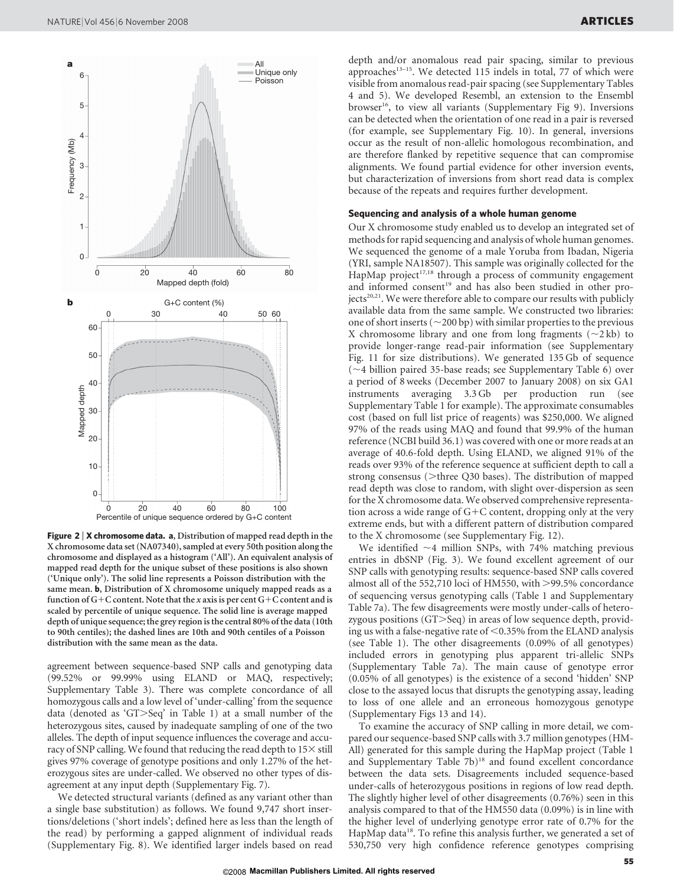**Figure 2 | X chromosome data. a**, Distribution of mapped read depth in the X chromosome data set (NA07340), sampled at every 50th position along the chromosome and displayed as a histogram ('All'). An equivalent analysis of mapped read depth for the unique subset of these positions is also shown ('Unique only'). The solid line represents a Poisson distribution with the same mean. **b**, Distribution of X chromosome uniquely mapped reads as a function of G+C content. Note that the *x* axis is per cent G+C content and is scaled by percentile of unique sequence. The solid line is average mapped depth of unique sequence; the grey region is the central 80% of the data (10th to 90th centiles); the dashed lines are 10th and 90th centiles of a Poisson distribution with the same mean as the data.

agreement between sequence-based SNP calls and genotyping data (99.52% or 99.99% using ELAND or MAQ, respectively; Supplementary Table 3). There was complete concordance of all homozygous calls and a low level of 'under-calling' from the sequence data (denoted as 'GT>Seq' in Table 1) at a small number of the heterozygous sites, caused by inadequate sampling of one of the two alleles. The depth of input sequence influences the coverage and accuracy of SNP calling. We found that reducing the read depth to 15× still gives 97% coverage of genotype positions and only 1.27% of the heterozygous sites are under-called. We observed no other types of disagreement at any input depth (Supplementary Fig. 7).

We detected structural variants (defined as any variant other than a single base substitution) as follows. We found 9,747 short insertions/deletions ('short indels'; defined here as less than the length of the read) by performing a gapped alignment of individual reads (Supplementary Fig. 8). We identified larger indels based on read depth and/or anomalous read pair spacing, similar to previous approaches[13–15]. We detected 115 indels in total, 77 of which were visible from anomalous read-pair spacing (see Supplementary Tables 4 and 5). We developed Resembl, an extension to the Ensembl browser[16], to view all variants (Supplementary Fig 9). Inversions can be detected when the orientation of one read in a pair is reversed (for example, see Supplementary Fig. 10). In general, inversions occur as the result of non-allelic homologous recombination, and are therefore flanked by repetitive sequence that can compromise alignments. We found partial evidence for other inversion events, but characterization of inversions from short read data is complex because of the repeats and requires further development.

### Sequencing and analysis of a whole human genome

Our X chromosome study enabled us to develop an integrated set of methods for rapid sequencing and analysis of whole human genomes. We sequenced the genome of a male Yoruba from Ibadan, Nigeria (YRI, sample NA18507). This sample was originally collected for the HapMap project[17,18] through a process of community engagement and informed consent[19] and has also been studied in other projects[20,21]. We were therefore able to compare our results with publicly available data from the same sample. We constructed two libraries: one of short inserts (~200 bp) with similar properties to the previous X chromosome library and one from long fragments (~2 kb) to provide longer-range read-pair information (see Supplementary Fig. 11 for size distributions). We generated 135 Gb of sequence (~4 billion paired 35-base reads; see Supplementary Table 6) over a period of 8 weeks (December 2007 to January 2008) on six GA1 instruments averaging 3.3 Gb per production run (see Supplementary Table 1 for example). The approximate consumables cost (based on full list price of reagents) was $250,000. We aligned 97% of the reads using MAQ and found that 99.9% of the human reference (NCBI build 36.1) was covered with one or more reads at an average of 40.6-fold depth. Using ELAND, we aligned 91% of the reads over 93% of the reference sequence at sufficient depth to call a strong consensus (>three Q30 bases). The distribution of mapped read depth was close to random, with slight over-dispersion as seen for the X chromosome data. We observed comprehensive representation across a wide range of G+C content, dropping only at the very extreme ends, but with a different pattern of distribution compared to the X chromosome (see Supplementary Fig. 12).

We identified ~4 million SNPs, with 74% matching previous entries in dbSNP (Fig. 3). We found excellent agreement of our SNP calls with genotyping results: sequence-based SNP calls covered almost all of the 552,710 loci of HM550, with >99.5% concordance of sequencing versus genotyping calls (Table 1 and Supplementary Table 7a). The few disagreements were mostly under-calls of heterozygous positions (GT>Seq) in areas of low sequence depth, providing us with a false-negative rate of <0.35% from the ELAND analysis (see Table 1). The other disagreements (0.09% of all genotypes) included errors in genotyping plus apparent tri-allelic SNPs (Supplementary Table 7a). The main cause of genotype error (0.05% of all genotypes) is the existence of a second 'hidden' SNP close to the assayed locus that disrupts the genotyping assay, leading to loss of one allele and an erroneous homozygous genotype (Supplementary Figs 13 and 14).

To examine the accuracy of SNP calling in more detail, we compared our sequence-based SNP calls with 3.7 million genotypes (HM-All) generated for this sample during the HapMap project (Table 1 and Supplementary Table 7b)[18] and found excellent concordance between the data sets. Disagreements included sequence-based under-calls of heterozygous positions in regions of low read depth. The slightly higher level of other disagreements (0.76%) seen in this analysis compared to that of the HM550 data (0.09%) is in line with the higher level of underlying genotype error rate of 0.7% for the HapMap data[18]. To refine this analysis further, we generated a set of 530,750 very high confidence reference genotypes comprising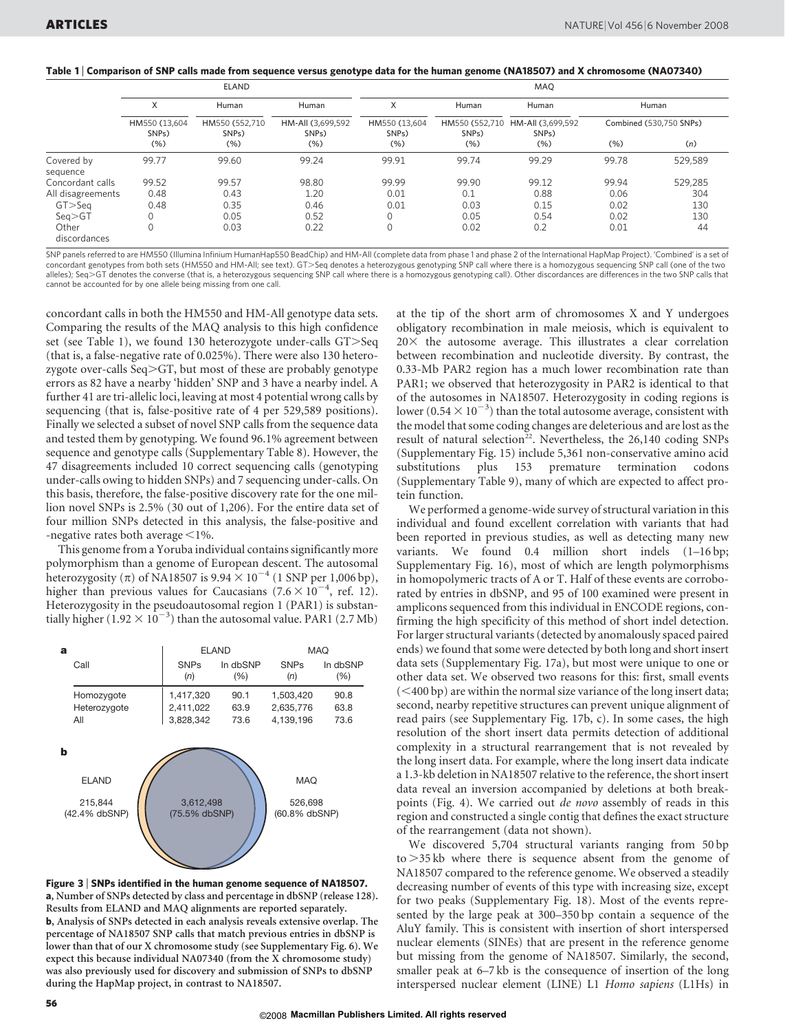**Table 1 | Comparison of SNP calls made from sequence versus genotype data for the human genome (NA18507) and X chromosome (NA07340)**

| | ELAND | | | MAQ | | | | |
|---|---|---|---|---|---|---|---|---|
| | X | Human | Human | X | Human | Human | Human | |
| | HM550 (13,604 SNPs) (%) | HM550 (552,710 SNPs) (%) | HM-All (3,699,592 SNPs) (%) | HM550 (13,604 SNPs) (%) | HM550 (552,710 SNPs) (%) | HM-All (3,699,592 SNPs) (%) | Combined (530,750 SNPs) (%) | (n) |
| Covered by sequence | 99.77 | 99.60 | 99.24 | 99.91 | 99.74 | 99.29 | 99.78 | 529,589 |
| Concordant calls | 99.52 | 99.57 | 98.80 | 99.99 | 99.90 | 99.12 | 99.94 | 529,285 |
| All disagreements | 0.48 | 0.43 | 1.20 | 0.01 | 0.1 | 0.88 | 0.06 | 304 |
| GT>Seq | 0.48 | 0.35 | 0.46 | 0.01 | 0.03 | 0.15 | 0.02 | 130 |
| Seq>GT | 0 | 0.05 | 0.52 | 0 | 0.05 | 0.54 | 0.02 | 130 |
| Other discordances | 0 | 0.03 | 0.22 | 0 | 0.02 | 0.2 | 0.01 | 44 |

SNP panels referred to are HM550 (Illumina Infinium HumanHap550 BeadChip) and HM-All (complete data from phase 1 and phase 2 of the International HapMap Project). 'Combined' is a set of concordant genotypes from both sets (HM550 and HM-All; see text). GT>Seq denotes a heterozygous genotyping SNP call where there is a homozygous sequencing SNP call (one of the two alleles); Seq>GT denotes the converse (that is, a heterozygous sequencing SNP call where there is a homozygous genotyping call). Other discordances are differences in the two SNP calls that cannot be accounted for by one allele being missing from one call.

concordant calls in both the HM550 and HM-All genotype data sets. Comparing the results of the MAQ analysis to this high confidence set (see Table 1), we found 130 heterozygote under-calls GT>Seq (that is, a false-negative rate of 0.025%). There were also 130 heterozygote over-calls Seq>GT, but most of these are probably genotype errors as 82 have a nearby 'hidden' SNP and 3 have a nearby indel. A further 41 are tri-allelic loci, leaving at most 4 potential wrong calls by sequencing (that is, false-positive rate of 4 per 529,589 positions). Finally we selected a subset of novel SNP calls from the sequence data and tested them by genotyping. We found 96.1% agreement between sequence and genotype calls (Supplementary Table 8). However, the 47 disagreements included 10 correct sequencing calls (genotyping under-calls owing to hidden SNPs) and 7 sequencing under-calls. On this basis, therefore, the false-positive discovery rate for the one million novel SNPs is 2.5% (30 out of 1,206). For the entire data set of four million SNPs detected in this analysis, the false-positive and -negative rates both average <1%.

This genome from a Yoruba individual contains significantly more polymorphism than a genome of European descent. The autosomal heterozygosity ($\pi$) of NA18507 is $9.94 \times 10^{-4}$ (1 SNP per 1,006 bp), higher than previous values for Caucasians ($7.6 \times 10^{-4}$, ref. 12). Heterozygosity in the pseudoautosomal region 1 (PAR1) is substantially higher ($1.92 \times 10^{-3}$) than the autosomal value. PAR1 (2.7 Mb) at the tip of the short arm of chromosomes X and Y undergoes obligatory recombination in male meiosis, which is equivalent to 20× the autosome average. This illustrates a clear correlation between recombination and nucleotide diversity. By contrast, the 0.33-Mb PAR2 region has a much lower recombination rate than PAR1; we observed that heterozygosity in PAR2 is identical to that of the autosomes in NA18507. Heterozygosity in coding regions is lower ($0.54 \times 10^{-3}$) than the total autosome average, consistent with the model that some coding changes are deleterious and are lost as the result of natural selection[22]. Nevertheless, the 26,140 coding SNPs (Supplementary Fig. 15) include 5,361 non-conservative amino acid substitutions plus 153 premature termination codons (Supplementary Table 9), many of which are expected to affect protein function.

**a**

| Call | ELAND SNPs (n) | ELAND In dbSNP (%) | MAQ SNPs (n) | MAQ In dbSNP (%) |
|---|---|---|---|---|
| Homozygote | 1,417,320 | 90.1 | 1,503,420 | 90.8 |
| Heterozygote | 2,411,022 | 63.9 | 2,635,776 | 63.8 |
| All | 3,828,342 | 73.6 | 4,139,196 | 73.6 |

**b**

ELAND 215,844 (42.4% dbSNP) | 3,612,498 (75.5% dbSNP) | MAQ 526,698 (60.8% dbSNP)

**Figure 3 | SNPs identified in the human genome sequence of NA18507. a**, Number of SNPs detected by class and percentage in dbSNP (release 128). Results from ELAND and MAQ alignments are reported separately. **b**, Analysis of SNPs detected in each analysis reveals extensive overlap. The percentage of NA18507 SNP calls that match previous entries in dbSNP is lower than that of our X chromosome study (see Supplementary Fig. 6). We expect this because individual NA07340 (from the X chromosome study) was also previously used for discovery and submission of SNPs to dbSNP during the HapMap project, in contrast to NA18507.

We performed a genome-wide survey of structural variation in this individual and found excellent correlation with variants that had been reported in previous studies, as well as detecting many new variants. We found 0.4 million short indels (1–16 bp; Supplementary Fig. 16), most of which are length polymorphisms in homopolymeric tracts of A or T. Half of these events are corroborated by entries in dbSNP, and 95 of 100 examined were present in amplicons sequenced from this individual in ENCODE regions, confirming the high specificity of this method of short indel detection. For larger structural variants (detected by anomalously spaced paired ends) we found that some were detected by both long and short insert data sets (Supplementary Fig. 17a), but most were unique to one or other data set. We observed two reasons for this: first, small events (<400 bp) are within the normal size variance of the long insert data; second, nearby repetitive structures can prevent unique alignment of read pairs (see Supplementary Fig. 17b, c). In some cases, the high resolution of the short insert data permits detection of additional complexity in a structural rearrangement that is not revealed by the long insert data. For example, where the long insert data indicate a 1.3-kb deletion in NA18507 relative to the reference, the short insert data reveal an inversion accompanied by deletions at both breakpoints (Fig. 4). We carried out *de novo* assembly of reads in this region and constructed a single contig that defines the exact structure of the rearrangement (data not shown).

We discovered 5,704 structural variants ranging from 50 bp to >35 kb where there is sequence absent from the genome of NA18507 compared to the reference genome. We observed a steadily decreasing number of events of this type with increasing size, except for two peaks (Supplementary Fig. 18). Most of the events represented by the large peak at 300–350 bp contain a sequence of the AluY family. This is consistent with insertion of short interspersed nuclear elements (SINEs) that are present in the reference genome but missing from the genome of NA18507. Similarly, the second, smaller peak at 6–7 kb is the consequence of insertion of the long interspersed nuclear element (LINE) L1 *Homo sapiens* (L1Hs) in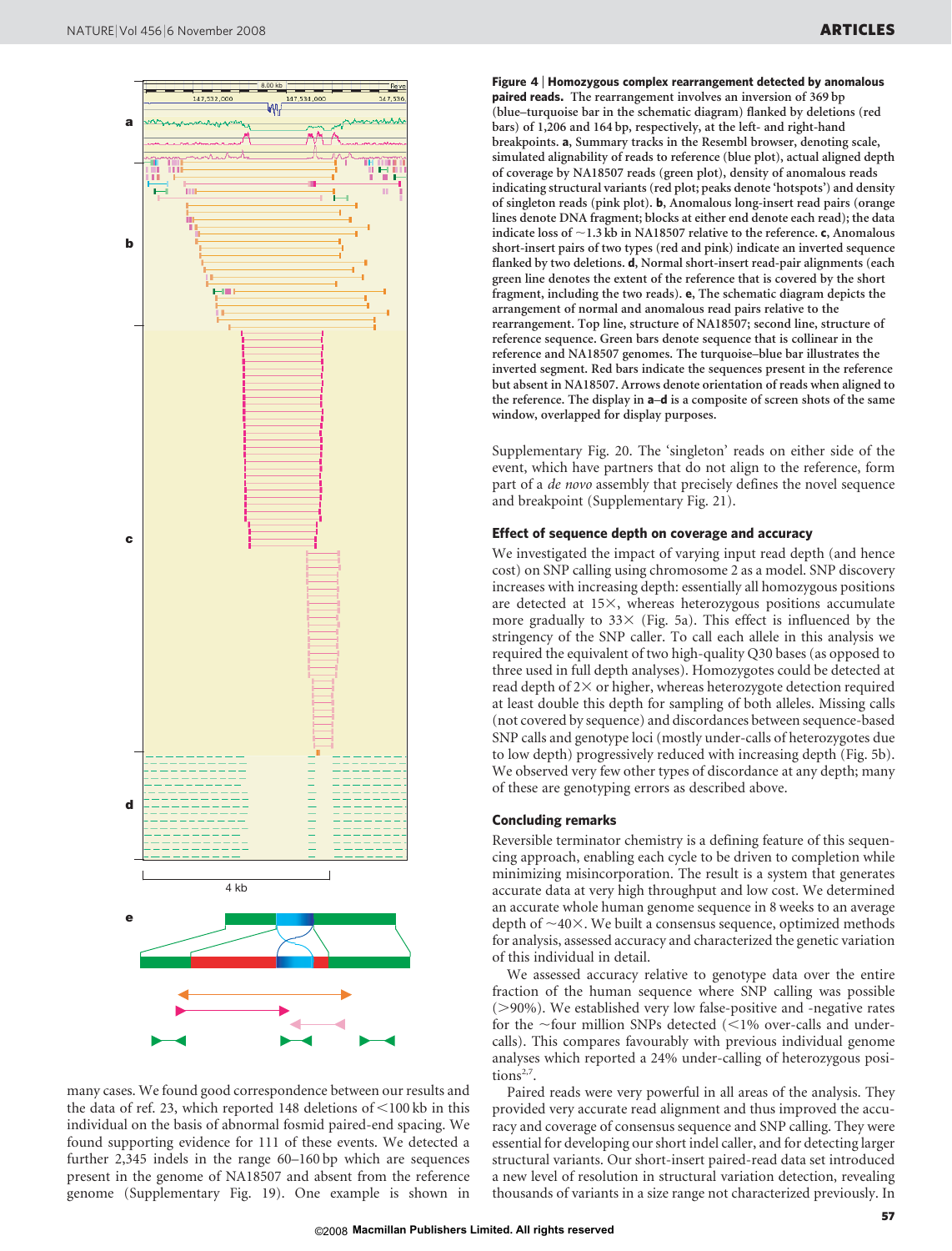**Figure 4 | Homozygous complex rearrangement detected by anomalous paired reads.** The rearrangement involves an inversion of 369 bp (blue–turquoise bar in the schematic diagram) flanked by deletions (red bars) of 1,206 and 164 bp, respectively, at the left- and right-hand breakpoints. **a**, Summary tracks in the Resembl browser, denoting scale, simulated alignability of reads to reference (blue plot), actual aligned depth of coverage by NA18507 reads (green plot), density of anomalous reads indicating structural variants (red plot; peaks denote 'hotspots') and density of singleton reads (pink plot). **b**, Anomalous long-insert read pairs (orange lines denote DNA fragment; blocks at either end denote each read); the data indicate loss of ~1.3 kb in NA18507 relative to the reference. **c**, Anomalous short-insert pairs of two types (red and pink) indicate an inverted sequence flanked by two deletions. **d**, Normal short-insert read-pair alignments (each green line denotes the extent of the reference that is covered by the short fragment, including the two reads). **e**, The schematic diagram depicts the arrangement of normal and anomalous read pairs relative to the rearrangement. Top line, structure of NA18507; second line, structure of reference sequence. Green bars denote sequence that is collinear in the reference and NA18507 genomes. The turquoise–blue bar illustrates the inverted segment. Red bars indicate the sequences present in the reference but absent in NA18507. Arrows denote orientation of reads when aligned to the reference. The display in **a**–**d** is a composite of screen shots of the same window, overlapped for display purposes.

many cases. We found good correspondence between our results and the data of ref. 23, which reported 148 deletions of <100 kb in this individual on the basis of abnormal fosmid paired-end spacing. We found supporting evidence for 111 of these events. We detected a further 2,345 indels in the range 60–160 bp which are sequences present in the genome of NA18507 and absent from the reference genome (Supplementary Fig. 19). One example is shown in Supplementary Fig. 20. The 'singleton' reads on either side of the event, which have partners that do not align to the reference, form part of a *de novo* assembly that precisely defines the novel sequence and breakpoint (Supplementary Fig. 21).

### Effect of sequence depth on coverage and accuracy

We investigated the impact of varying input read depth (and hence cost) on SNP calling using chromosome 2 as a model. SNP discovery increases with increasing depth: essentially all homozygous positions are detected at 15×, whereas heterozygous positions accumulate more gradually to 33× (Fig. 5a). This effect is influenced by the stringency of the SNP caller. To call each allele in this analysis we required the equivalent of two high-quality Q30 bases (as opposed to three used in full depth analyses). Homozygotes could be detected at read depth of 2× or higher, whereas heterozygote detection required at least double this depth for sampling of both alleles. Missing calls (not covered by sequence) and discordances between sequence-based SNP calls and genotype loci (mostly under-calls of heterozygotes due to low depth) progressively reduced with increasing depth (Fig. 5b). We observed very few other types of discordance at any depth; many of these are genotyping errors as described above.

### Concluding remarks

Reversible terminator chemistry is a defining feature of this sequencing approach, enabling each cycle to be driven to completion while minimizing misincorporation. The result is a system that generates accurate data at very high throughput and low cost. We determined an accurate whole human genome sequence in 8 weeks to an average depth of ~40×. We built a consensus sequence, optimized methods for analysis, assessed accuracy and characterized the genetic variation of this individual in detail.

We assessed accuracy relative to genotype data over the entire fraction of the human sequence where SNP calling was possible (>90%). We established very low false-positive and -negative rates for the ~four million SNPs detected (<1% over-calls and under-calls). This compares favourably with previous individual genome analyses which reported a 24% under-calling of heterozygous positions[2,7].

Paired reads were very powerful in all areas of the analysis. They provided very accurate read alignment and thus improved the accuracy and coverage of consensus sequence and SNP calling. They were essential for developing our short indel caller, and for detecting larger structural variants. Our short-insert paired-read data set introduced a new level of resolution in structural variation detection, revealing thousands of variants in a size range not characterized previously. In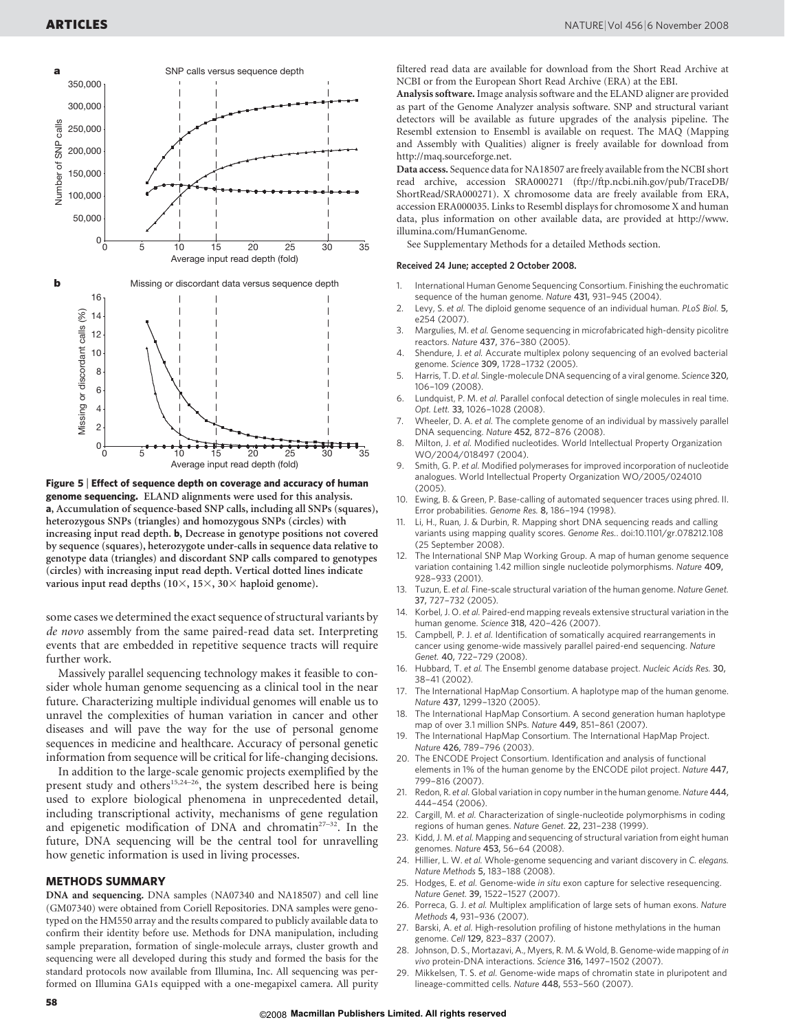**Figure 5 | Effect of sequence depth on coverage and accuracy of human genome sequencing.** ELAND alignments were used for this analysis. **a**, Accumulation of sequence-based SNP calls, including all SNPs (squares), heterozygous SNPs (triangles) and homozygous SNPs (circles) with increasing input read depth. **b**, Decrease in genotype positions not covered by sequence (squares), heterozygote under-calls in sequence data relative to genotype data (triangles) and discordant SNP calls compared to genotypes (circles) with increasing input read depth. Vertical dotted lines indicate various input read depths (10×, 15×, 30× haploid genome).

some cases we determined the exact sequence of structural variants by *de novo* assembly from the same paired-read data set. Interpreting events that are embedded in repetitive sequence tracts will require further work.

Massively parallel sequencing technology makes it feasible to consider whole human genome sequencing as a clinical tool in the near future. Characterizing multiple individual genomes will enable us to unravel the complexities of human variation in cancer and other diseases and will pave the way for the use of personal genome sequences in medicine and healthcare. Accuracy of personal genetic information from sequence will be critical for life-changing decisions.

In addition to the large-scale genomic projects exemplified by the present study and others[15,24–26], the system described here is being used to explore biological phenomena in unprecedented detail, including transcriptional activity, mechanisms of gene regulation and epigenetic modification of DNA and chromatin[27–32]. In the future, DNA sequencing will be the central tool for unravelling how genetic information is used in living processes.

## METHODS SUMMARY

**DNA and sequencing.** DNA samples (NA07340 and NA18507) and cell line (GM07340) were obtained from Coriell Repositories. DNA samples were genotyped on the HM550 array and the results compared to publicly available data to confirm their identity before use. Methods for DNA manipulation, including sample preparation, formation of single-molecule arrays, cluster growth and sequencing were all developed during this study and formed the basis for the standard protocols now available from Illumina, Inc. All sequencing was performed on Illumina GA1s equipped with a one-megapixel camera. All purity filtered read data are available for download from the Short Read Archive at NCBI or from the European Short Read Archive (ERA) at the EBI.

**Analysis software.** Image analysis software and the ELAND aligner are provided as part of the Genome Analyzer analysis software. SNP and structural variant detectors will be available as future upgrades of the analysis pipeline. The Resembl extension to Ensembl is available on request. The MAQ (Mapping and Assembly with Qualities) aligner is freely available for download from http://maq.sourceforge.net.

**Data access.** Sequence data for NA18507 are freely available from the NCBI short read archive, accession SRA000271 (ftp://ftp.ncbi.nih.gov/pub/TraceDB/ShortRead/SRA000271). X chromosome data are freely available from ERA, accession ERA000035. Links to Resembl displays for chromosome X and human data, plus information on other available data, are provided at http://www.illumina.com/HumanGenome.

See Supplementary Methods for a detailed Methods section.

**Received 24 June; accepted 2 October 2008.**

1. International Human Genome Sequencing Consortium. Finishing the euchromatic sequence of the human genome. *Nature* 431, 931–945 (2004).
2. Levy, S. *et al.* The diploid genome sequence of an individual human. *PLoS Biol.* 5, e254 (2007).
3. Margulies, M. *et al.* Genome sequencing in microfabricated high-density picolitre reactors. *Nature* 437, 376–380 (2005).
4. Shendure, J. *et al.* Accurate multiplex polony sequencing of an evolved bacterial genome. *Science* 309, 1728–1732 (2005).
5. Harris, T. D. *et al.* Single-molecule DNA sequencing of a viral genome. *Science* 320, 106–109 (2008).
6. Lundquist, P. M. *et al.* Parallel confocal detection of single molecules in real time. *Opt. Lett.* 33, 1026–1028 (2008).
7. Wheeler, D. A. *et al.* The complete genome of an individual by massively parallel DNA sequencing. *Nature* 452, 872–876 (2008).
8. Milton, J. *et al.* Modified nucleotides. World Intellectual Property Organization WO/2004/018497 (2004).
9. Smith, G. P. *et al.* Modified polymerases for improved incorporation of nucleotide analogues. World Intellectual Property Organization WO/2005/024010 (2005).
10. Ewing, B. & Green, P. Base-calling of automated sequencer traces using phred. II. Error probabilities. *Genome Res.* 8, 186–194 (1998).
11. Li, H., Ruan, J. & Durbin, R. Mapping short DNA sequencing reads and calling variants using mapping quality scores. *Genome Res.*. doi:10.1101/gr.078212.108 (25 September 2008).
12. The International SNP Map Working Group. A map of human genome sequence variation containing 1.42 million single nucleotide polymorphisms. *Nature* 409, 928–933 (2001).
13. Tuzun, E. *et al.* Fine-scale structural variation of the human genome. *Nature Genet.* 37, 727–732 (2005).
14. Korbel, J. O. *et al.* Paired-end mapping reveals extensive structural variation in the human genome. *Science* 318, 420–426 (2007).
15. Campbell, P. J. *et al.* Identification of somatically acquired rearrangements in cancer using genome-wide massively parallel paired-end sequencing. *Nature Genet.* 40, 722–729 (2008).
16. Hubbard, T. *et al.* The Ensembl genome database project. *Nucleic Acids Res.* 30, 38–41 (2002).
17. The International HapMap Consortium. A haplotype map of the human genome. *Nature* 437, 1299–1320 (2005).
18. The International HapMap Consortium. A second generation human haplotype map of over 3.1 million SNPs. *Nature* 449, 851–861 (2007).
19. The International HapMap Consortium. The International HapMap Project. *Nature* 426, 789–796 (2003).
20. The ENCODE Project Consortium. Identification and analysis of functional elements in 1% of the human genome by the ENCODE pilot project. *Nature* 447, 799–816 (2007).
21. Redon, R. *et al.* Global variation in copy number in the human genome. *Nature* 444, 444–454 (2006).
22. Cargill, M. *et al.* Characterization of single-nucleotide polymorphisms in coding regions of human genes. *Nature Genet.* 22, 231–238 (1999).
23. Kidd, J. M. *et al.* Mapping and sequencing of structural variation from eight human genomes. *Nature* 453, 56–64 (2008).
24. Hillier, L. W. *et al.* Whole-genome sequencing and variant discovery in *C. elegans*. *Nature Methods* 5, 183–188 (2008).
25. Hodges, E. *et al.* Genome-wide *in situ* exon capture for selective resequencing. *Nature Genet.* 39, 1522–1527 (2007).
26. Porreca, G. J. *et al.* Multiplex amplification of large sets of human exons. *Nature Methods* 4, 931–936 (2007).
27. Barski, A. *et al.* High-resolution profiling of histone methylations in the human genome. *Cell* 129, 823–837 (2007).
28. Johnson, D. S., Mortazavi, A., Myers, R. M. & Wold, B. Genome-wide mapping of *in vivo* protein-DNA interactions. *Science* 316, 1497–1502 (2007).
29. Mikkelsen, T. S. *et al.* Genome-wide maps of chromatin state in pluripotent and lineage-committed cells. *Nature* 448, 553–560 (2007).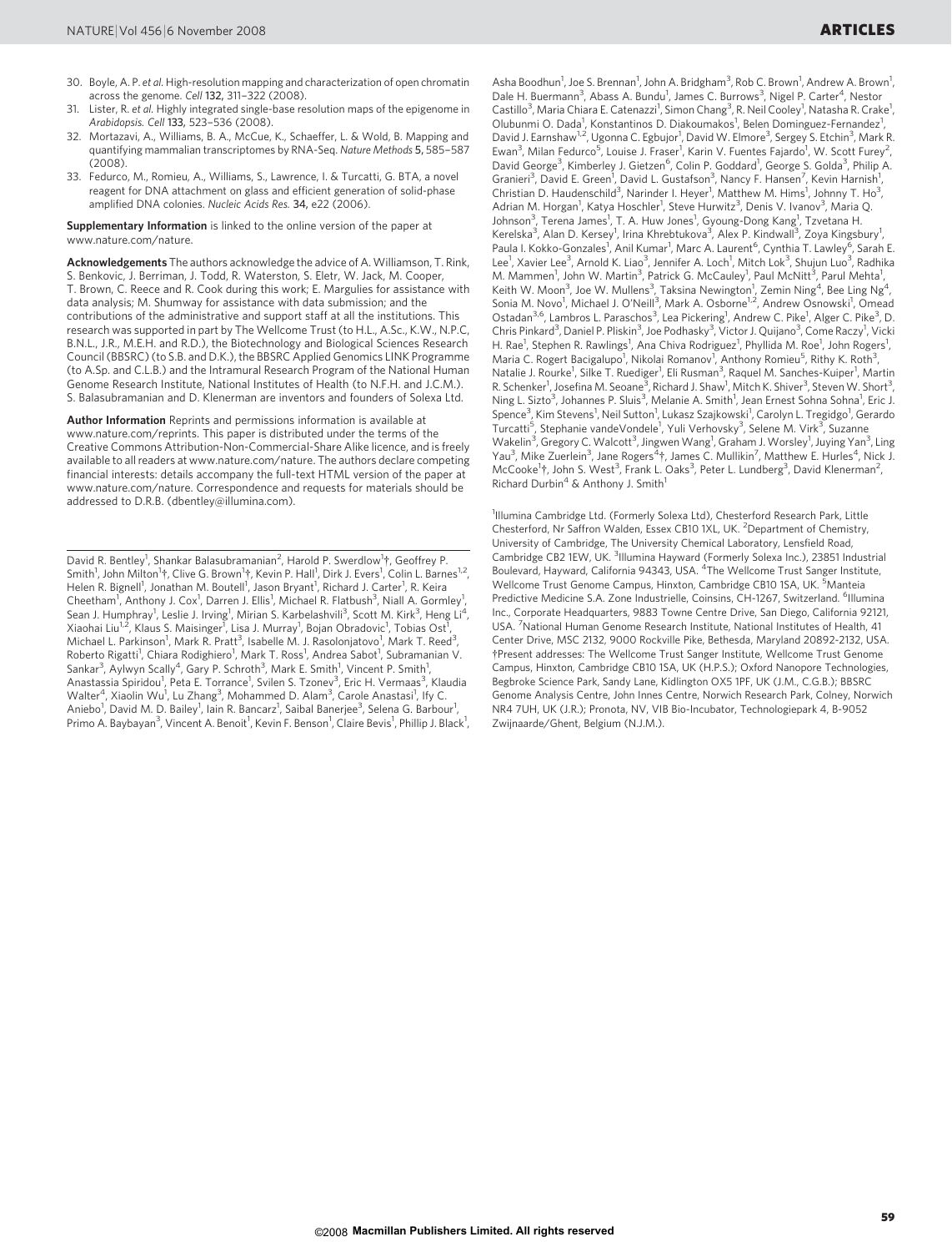30. Boyle, A. P. *et al.* High-resolution mapping and characterization of open chromatin across the genome. *Cell* **132,** 311–322 (2008).
31. Lister, R. *et al.* Highly integrated single-base resolution maps of the epigenome in *Arabidopsis. Cell* **133,** 523–536 (2008).
32. Mortazavi, A., Williams, B. A., McCue, K., Schaeffer, L. & Wold, B. Mapping and quantifying mammalian transcriptomes by RNA-Seq. *Nature Methods* **5,** 585–587 (2008).
33. Fedurco, M., Romieu, A., Williams, S., Lawrence, I. & Turcatti, G. BTA, a novel reagent for DNA attachment on glass and efficient generation of solid-phase amplified DNA colonies. *Nucleic Acids Res.* **34,** e22 (2006).

**Supplementary Information** is linked to the online version of the paper at www.nature.com/nature.

**Acknowledgements** The authors acknowledge the advice of A. Williamson, T. Rink, S. Benkovic, J. Berriman, J. Todd, R. Waterston, S. Eletr, W. Jack, M. Cooper, T. Brown, C. Reece and R. Cook during this work; E. Margulies for assistance with data analysis; M. Shumway for assistance with data submission; and the contributions of the administrative and support staff at all the institutions. This research was supported in part by The Wellcome Trust (to H.L., A.Sc., K.W., N.P.C, B.N.L., J.R., M.E.H. and R.D.), the Biotechnology and Biological Sciences Research Council (BBSRC) (to S.B. and D.K.), the BBSRC Applied Genomics LINK Programme (to A.Sp. and C.L.B.) and the Intramural Research Program of the National Human Genome Research Institute, National Institutes of Health (to N.F.H. and J.C.M.). S. Balasubramanian and D. Klenerman are inventors and founders of Solexa Ltd.

**Author Information** Reprints and permissions information is available at www.nature.com/reprints. This paper is distributed under the terms of the Creative Commons Attribution-Non-Commercial-Share Alike licence, and is freely available to all readers at www.nature.com/nature. The authors declare competing financial interests: details accompany the full-text HTML version of the paper at www.nature.com/nature. Correspondence and requests for materials should be addressed to D.R.B. (dbentley@illumina.com).

David R. Bentley[1], Shankar Balasubramanian[2], Harold P. Swerdlow[1]†, Geoffrey P. Smith[1], John Milton[1]†, Clive G. Brown[1]†, Kevin P. Hall[1], Dirk J. Evers[1], Colin L. Barnes[1,2], Helen R. Bignell[1], Jonathan M. Boutell[1], Jason Bryant[1], Richard J. Carter[1], R. Keira Cheetham[1], Anthony J. Cox[1], Darren J. Ellis[1], Michael R. Flatbush[3], Niall A. Gormley[1], Sean J. Humphray[1], Leslie J. Irving[1], Mirian S. Karbelashvili[3], Scott M. Kirk[3], Heng Li[4], Xiaohai Liu[1,2], Klaus S. Maisinger[1], Lisa J. Murray[1], Bojan Obradovic[1], Tobias Ost[1], Michael L. Parkinson[1], Mark R. Pratt[3], Isabelle M. J. Rasolonjatovo[1], Mark T. Reed[3], Roberto Rigatti[1], Chiara Rodighiero[1], Mark T. Ross[1], Andrea Sabot[1], Subramanian V. Sankar[3], Aylwyn Scally[4], Gary P. Schroth[3], Mark E. Smith[1], Vincent P. Smith[1], Anastassia Spiridou[1], Peta E. Torrance[1], Svilen S. Tzonev[3], Eric H. Vermaas[3], Klaudia Walter[4], Xiaolin Wu[1], Lu Zhang[3], Mohammed D. Alam[3], Carole Anastasi[1], Ify C. Aniebo[1], David M. D. Bailey[1], Iain R. Bancarz[1], Saibal Banerjee[3], Selena G. Barbour[1], Primo A. Baybayan[3], Vincent A. Benoit[1], Kevin F. Benson[1], Claire Bevis[1], Phillip J. Black[1], Asha Boodhun[1], Joe S. Brennan[1], John A. Bridgham[3], Rob C. Brown[1], Andrew A. Brown[1], Dale H. Buermann[3], Abass A. Bundu[1], James C. Burrows[3], Nigel P. Carter[4], Nestor Castillo[3], Maria Chiara E. Catenazzi[1], Simon Chang[3], R. Neil Cooley[1], Natasha R. Crake[1], Olubunmi O. Dada[1], Konstantinos D. Diakoumakos[1], Belen Dominguez-Fernandez[1], David J. Earnshaw[1,2], Ugonna C. Egbujor[1], David W. Elmore[3], Sergey S. Etchin[3], Mark R. Ewan[3], Milan Fedurco[5], Louise J. Fraser[1], Karin V. Fuentes Fajardo[1], W. Scott Furey[2], David George[3], Kimberley J. Gietzen[6], Colin P. Goddard[1], George S. Golda[3], Philip A. Granieri[3], David E. Green[1], David L. Gustafson[3], Nancy F. Hansen[7], Kevin Harnish[1], Christian D. Haudenschild[3], Narinder I. Heyer[1], Matthew M. Hims[1], Johnny T. Ho[3], Adrian M. Horgan[1], Katya Hoschler[1], Steve Hurwitz[3], Denis V. Ivanov[3], Maria Q. Johnson[3], Terena James[1], T. A. Huw Jones[1], Gyoung-Dong Kang[1], Tzvetana H. Kerelska[3], Alan D. Kersey[1], Irina Khrebtukova[3], Alex P. Kindwall[3], Zoya Kingsbury[1], Paula I. Kokko-Gonzales[1], Anil Kumar[1], Marc A. Laurent[6], Cynthia T. Lawley[6], Sarah E. Lee[1], Xavier Lee[3], Arnold K. Liao[3], Jennifer A. Loch[1], Mitch Lok[3], Shujun Luo[3], Radhika M. Mammen[1], John W. Martin[3], Patrick G. McCauley[1], Paul McNitt[3], Parul Mehta[1], Keith W. Moon[3], Joe W. Mullens[3], Taksina Newington[1], Zemin Ning[4], Bee Ling Ng[4], Sonia M. Novo[1], Michael J. O'Neill[3], Mark A. Osborne[1,2], Andrew Osnowski[1], Omead Ostadan[3,6], Lambros L. Paraschos[3], Lea Pickering[1], Andrew C. Pike[1], Alger C. Pike[3], D. Chris Pinkard[3], Daniel P. Pliskin[3], Joe Podhasky[3], Victor J. Quijano[3], Come Raczy[1], Vicki H. Rae[1], Stephen R. Rawlings[1], Ana Chiva Rodriguez[1], Phyllida M. Roe[1], John Rogers[1], Maria C. Rogert Bacigalupo[1], Nikolai Romanov[1], Anthony Romieu[5], Rithy K. Roth[3], Natalie J. Rourke[1], Silke T. Ruediger[1], Eli Rusman[3], Raquel M. Sanches-Kuiper[1], Martin R. Schenker[1], Josefina M. Seoane[3], Richard J. Shaw[1], Mitch K. Shiver[3], Steven W. Short[3], Ning L. Sizto[3], Johannes P. Sluis[3], Melanie A. Smith[1], Jean Ernest Sohna Sohna[1], Eric J. Spence[3], Kim Stevens[1], Neil Sutton[1], Lukasz Szajkowski[1], Carolyn L. Tregidgo[1], Gerardo Turcatti[5], Stephanie vandeVondele[1], Yuli Verhovsky[3], Selene M. Virk[3], Suzanne Wakelin[3], Gregory C. Walcott[3], Jingwen Wang[1], Graham J. Worsley[1], Juying Yan[3], Ling Yau[3], Mike Zuerlein[3], Jane Rogers[4]†, James C. Mullikin[7], Matthew E. Hurles[4], Nick J. McCooke[1]†, John S. West[3], Frank L. Oaks[3], Peter L. Lundberg[3], David Klenerman[2], Richard Durbin[4] & Anthony J. Smith[1]

[1]Illumina Cambridge Ltd. (Formerly Solexa Ltd), Chesterford Research Park, Little Chesterford, Nr Saffron Walden, Essex CB10 1XL, UK. [2]Department of Chemistry, University of Cambridge, The University Chemical Laboratory, Lensfield Road, Cambridge CB2 1EW, UK. [3]Illumina Hayward (Formerly Solexa Inc.), 23851 Industrial Boulevard, Hayward, California 94343, USA. [4]The Wellcome Trust Sanger Institute, Wellcome Trust Genome Campus, Hinxton, Cambridge CB10 1SA, UK. [5]Manteia Predictive Medicine S.A. Zone Industrielle, Coinsins, CH-1267, Switzerland. [6]Illumina Inc., Corporate Headquarters, 9883 Towne Centre Drive, San Diego, California 92121, USA. [7]National Human Genome Research Institute, National Institutes of Health, 41 Center Drive, MSC 2132, 9000 Rockville Pike, Bethesda, Maryland 20892-2132, USA. †Present addresses: The Wellcome Trust Sanger Institute, Wellcome Trust Genome Campus, Hinxton, Cambridge CB10 1SA, UK (H.P.S.); Oxford Nanopore Technologies, Begbroke Science Park, Sandy Lane, Kidlington OX5 1PF, UK (J.M., C.G.B.); BBSRC Genome Analysis Centre, John Innes Centre, Norwich Research Park, Colney, Norwich NR4 7UH, UK (J.R.); Pronota, NV, VIB Bio-Incubator, Technologiepark 4, B-9052 Zwijnaarde/Ghent, Belgium (N.J.M.).